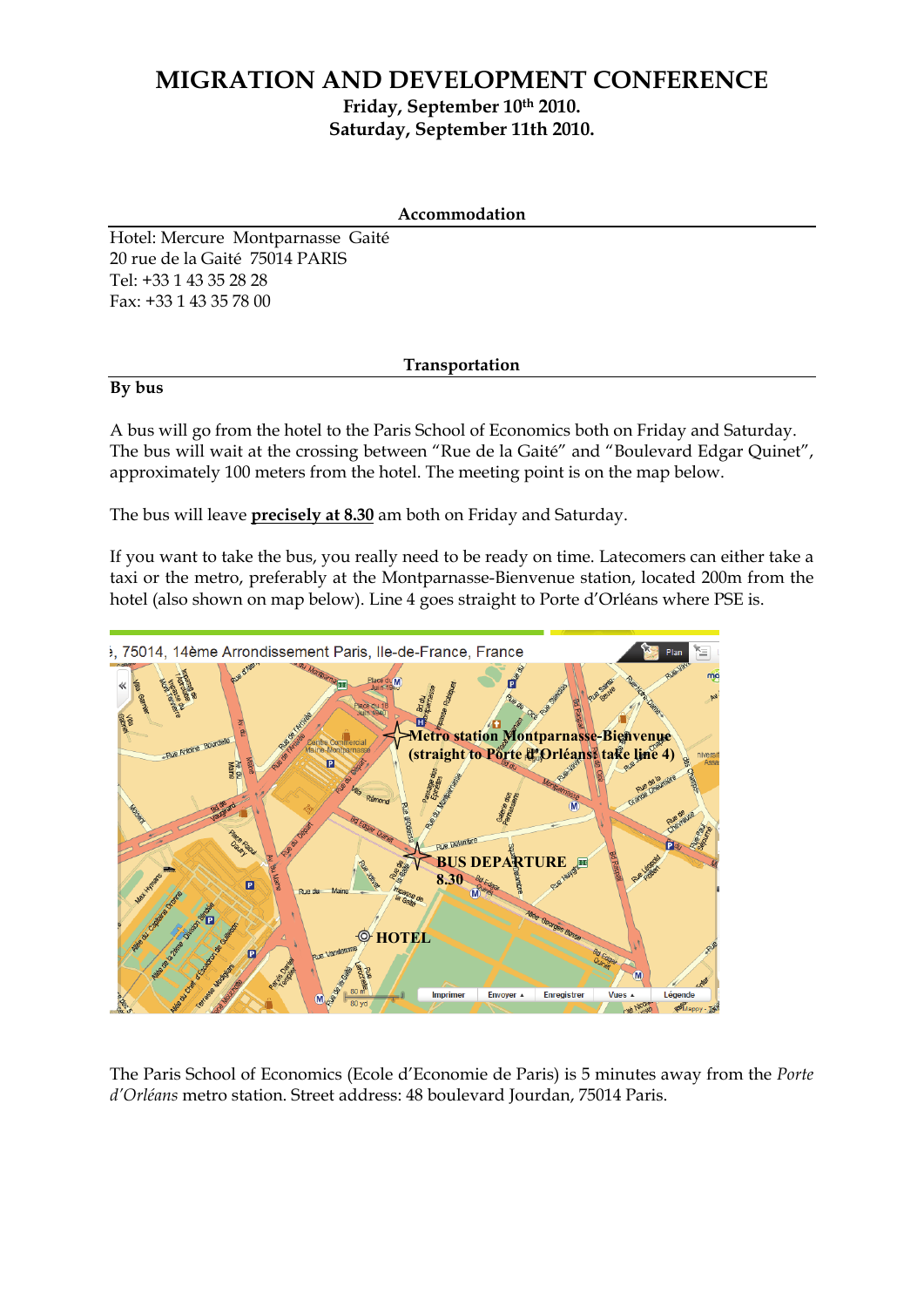# MIGRATION AND DEVELOPMENT CONFERENCE

**Friday, September 10th 2010.**
**Saturday, September 11th 2010.**

## Accommodation

Hotel: Mercure Montparnasse Gaité
20 rue de la Gaité 75014 PARIS
Tel: +33 1 43 35 28 28
Fax: +33 1 43 35 78 00

## Transportation

**By bus**

A bus will go from the hotel to the Paris School of Economics both on Friday and Saturday. The bus will wait at the crossing between "Rue de la Gaité" and "Boulevard Edgar Quinet", approximately 100 meters from the hotel. The meeting point is on the map below.

The bus will leave **precisely at 8.30** am both on Friday and Saturday.

If you want to take the bus, you really need to be ready on time. Latecomers can either take a taxi or the metro, preferably at the Montparnasse-Bienvenue station, located 200m from the hotel (also shown on map below). Line 4 goes straight to Porte d'Orléans where PSE is.

The Paris School of Economics (Ecole d'Economie de Paris) is 5 minutes away from the *Porte d'Orléans* metro station. Street address: 48 boulevard Jourdan, 75014 Paris.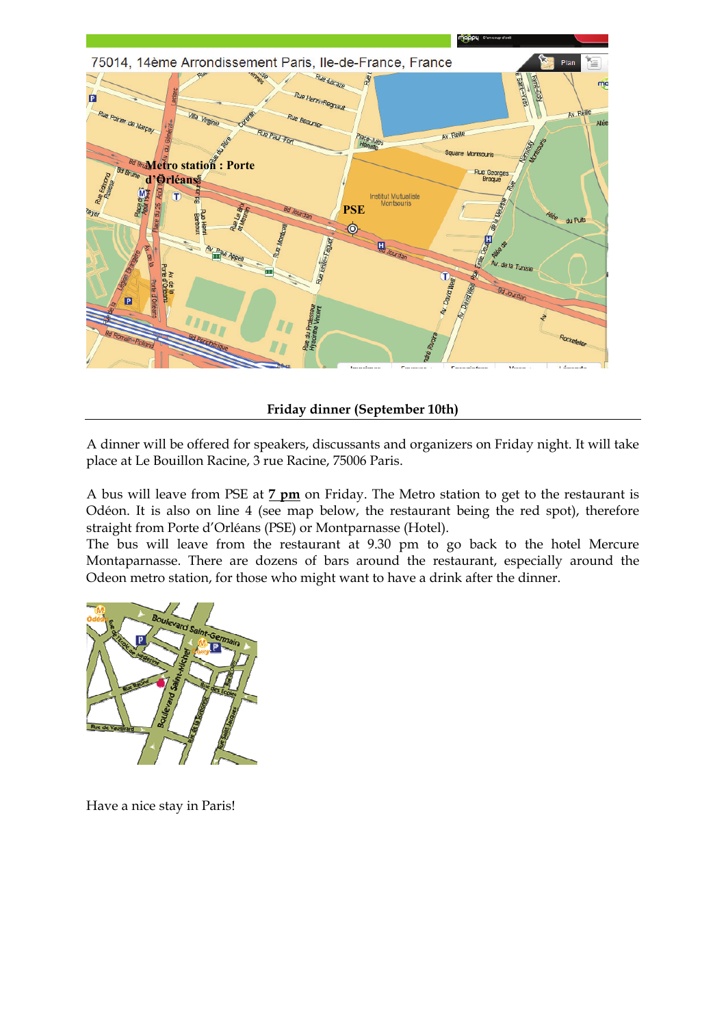## Friday dinner (September 10th)

A dinner will be offered for speakers, discussants and organizers on Friday night. It will take place at Le Bouillon Racine, 3 rue Racine, 75006 Paris.

A bus will leave from PSE at **7 pm** on Friday. The Metro station to get to the restaurant is Odéon. It is also on line 4 (see map below, the restaurant being the red spot), therefore straight from Porte d'Orléans (PSE) or Montparnasse (Hotel).
The bus will leave from the restaurant at 9.30 pm to go back to the hotel Mercure Montaparnasse. There are dozens of bars around the restaurant, especially around the Odeon metro station, for those who might want to have a drink after the dinner.

Have a nice stay in Paris!